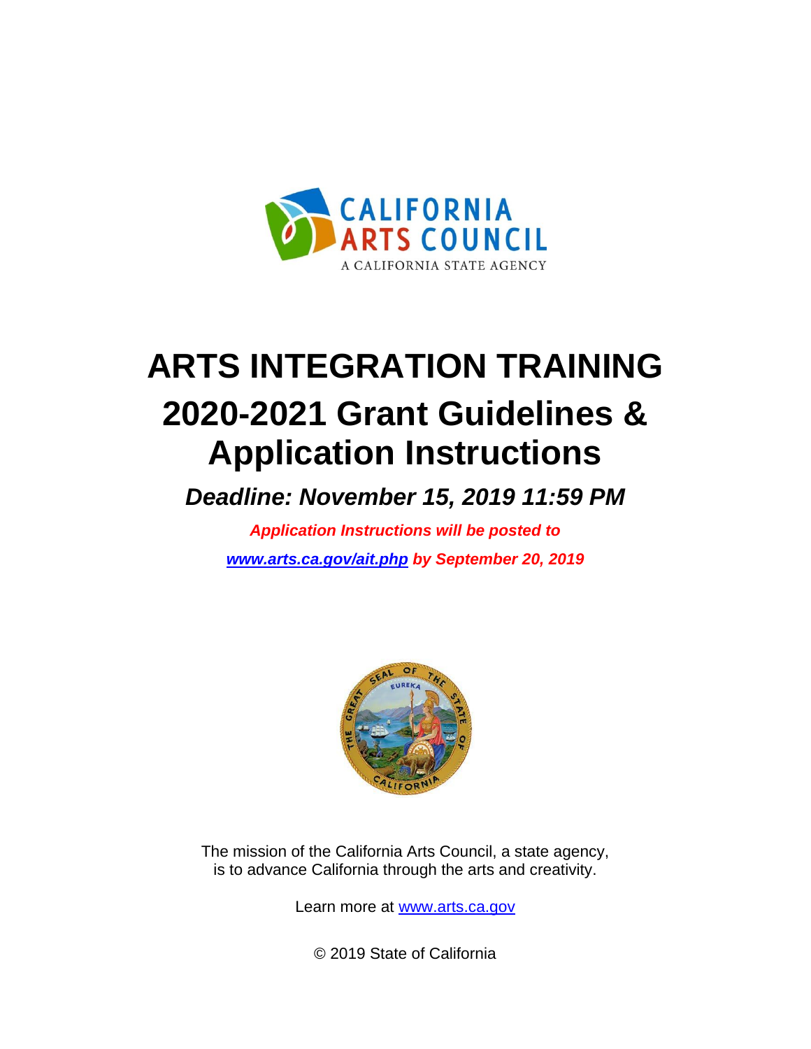CALIFORNIA ARTS COUNCIL

A CALIFORNIA STATE AGENCY

# ARTS INTEGRATION TRAINING

# 2020-2021 Grant Guidelines & Application Instructions

## *Deadline: November 15, 2019 11:59 PM*

***Application Instructions will be posted to [www.arts.ca.gov/ait.php](www.arts.ca.gov/ait.php) by September 20, 2019***

The mission of the California Arts Council, a state agency, is to advance California through the arts and creativity.

Learn more at [www.arts.ca.gov](www.arts.ca.gov)

© 2019 State of California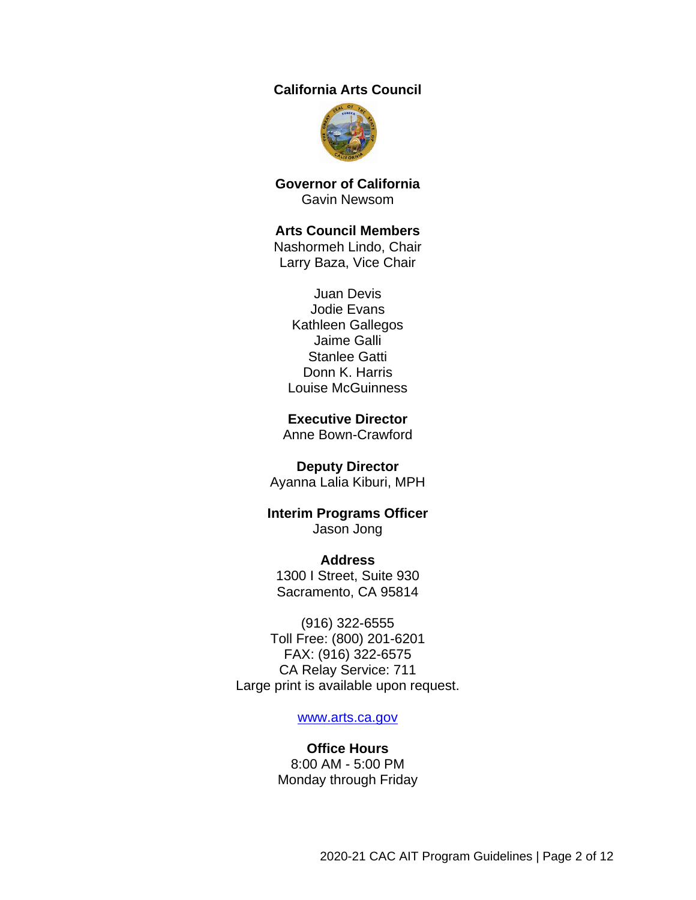**California Arts Council**

**Governor of California**
Gavin Newsom

**Arts Council Members**
Nashormeh Lindo, Chair
Larry Baza, Vice Chair

Juan Devis
Jodie Evans
Kathleen Gallegos
Jaime Galli
Stanlee Gatti
Donn K. Harris
Louise McGuinness

**Executive Director**
Anne Bown-Crawford

**Deputy Director**
Ayanna Lalia Kiburi, MPH

**Interim Programs Officer**
Jason Jong

**Address**
1300 I Street, Suite 930
Sacramento, CA 95814

(916) 322-6555
Toll Free: (800) 201-6201
FAX: (916) 322-6575
CA Relay Service: 711
Large print is available upon request.

[www.arts.ca.gov](http://www.arts.ca.gov)

**Office Hours**
8:00 AM - 5:00 PM
Monday through Friday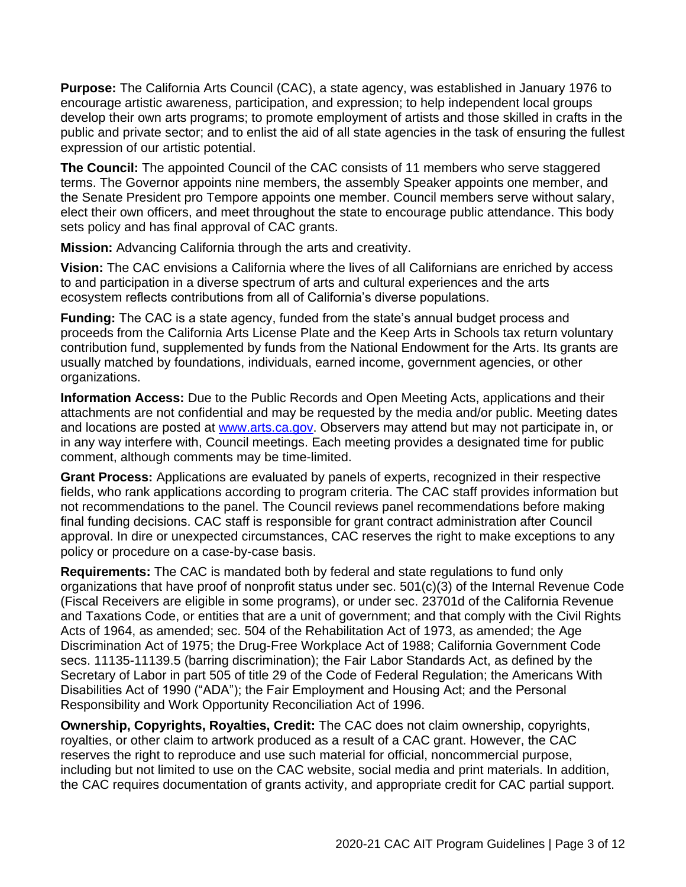**Purpose:** The California Arts Council (CAC), a state agency, was established in January 1976 to encourage artistic awareness, participation, and expression; to help independent local groups develop their own arts programs; to promote employment of artists and those skilled in crafts in the public and private sector; and to enlist the aid of all state agencies in the task of ensuring the fullest expression of our artistic potential.

**The Council:** The appointed Council of the CAC consists of 11 members who serve staggered terms. The Governor appoints nine members, the assembly Speaker appoints one member, and the Senate President pro Tempore appoints one member. Council members serve without salary, elect their own officers, and meet throughout the state to encourage public attendance. This body sets policy and has final approval of CAC grants.

**Mission:** Advancing California through the arts and creativity.

**Vision:** The CAC envisions a California where the lives of all Californians are enriched by access to and participation in a diverse spectrum of arts and cultural experiences and the arts ecosystem reflects contributions from all of California's diverse populations.

**Funding:** The CAC is a state agency, funded from the state's annual budget process and proceeds from the California Arts License Plate and the Keep Arts in Schools tax return voluntary contribution fund, supplemented by funds from the National Endowment for the Arts. Its grants are usually matched by foundations, individuals, earned income, government agencies, or other organizations.

**Information Access:** Due to the Public Records and Open Meeting Acts, applications and their attachments are not confidential and may be requested by the media and/or public. Meeting dates and locations are posted at [www.arts.ca.gov](http://www.arts.ca.gov). Observers may attend but may not participate in, or in any way interfere with, Council meetings. Each meeting provides a designated time for public comment, although comments may be time-limited.

**Grant Process:** Applications are evaluated by panels of experts, recognized in their respective fields, who rank applications according to program criteria. The CAC staff provides information but not recommendations to the panel. The Council reviews panel recommendations before making final funding decisions. CAC staff is responsible for grant contract administration after Council approval. In dire or unexpected circumstances, CAC reserves the right to make exceptions to any policy or procedure on a case-by-case basis.

**Requirements:** The CAC is mandated both by federal and state regulations to fund only organizations that have proof of nonprofit status under sec. 501(c)(3) of the Internal Revenue Code (Fiscal Receivers are eligible in some programs), or under sec. 23701d of the California Revenue and Taxations Code, or entities that are a unit of government; and that comply with the Civil Rights Acts of 1964, as amended; sec. 504 of the Rehabilitation Act of 1973, as amended; the Age Discrimination Act of 1975; the Drug-Free Workplace Act of 1988; California Government Code secs. 11135-11139.5 (barring discrimination); the Fair Labor Standards Act, as defined by the Secretary of Labor in part 505 of title 29 of the Code of Federal Regulation; the Americans With Disabilities Act of 1990 ("ADA"); the Fair Employment and Housing Act; and the Personal Responsibility and Work Opportunity Reconciliation Act of 1996.

**Ownership, Copyrights, Royalties, Credit:** The CAC does not claim ownership, copyrights, royalties, or other claim to artwork produced as a result of a CAC grant. However, the CAC reserves the right to reproduce and use such material for official, noncommercial purpose, including but not limited to use on the CAC website, social media and print materials. In addition, the CAC requires documentation of grants activity, and appropriate credit for CAC partial support.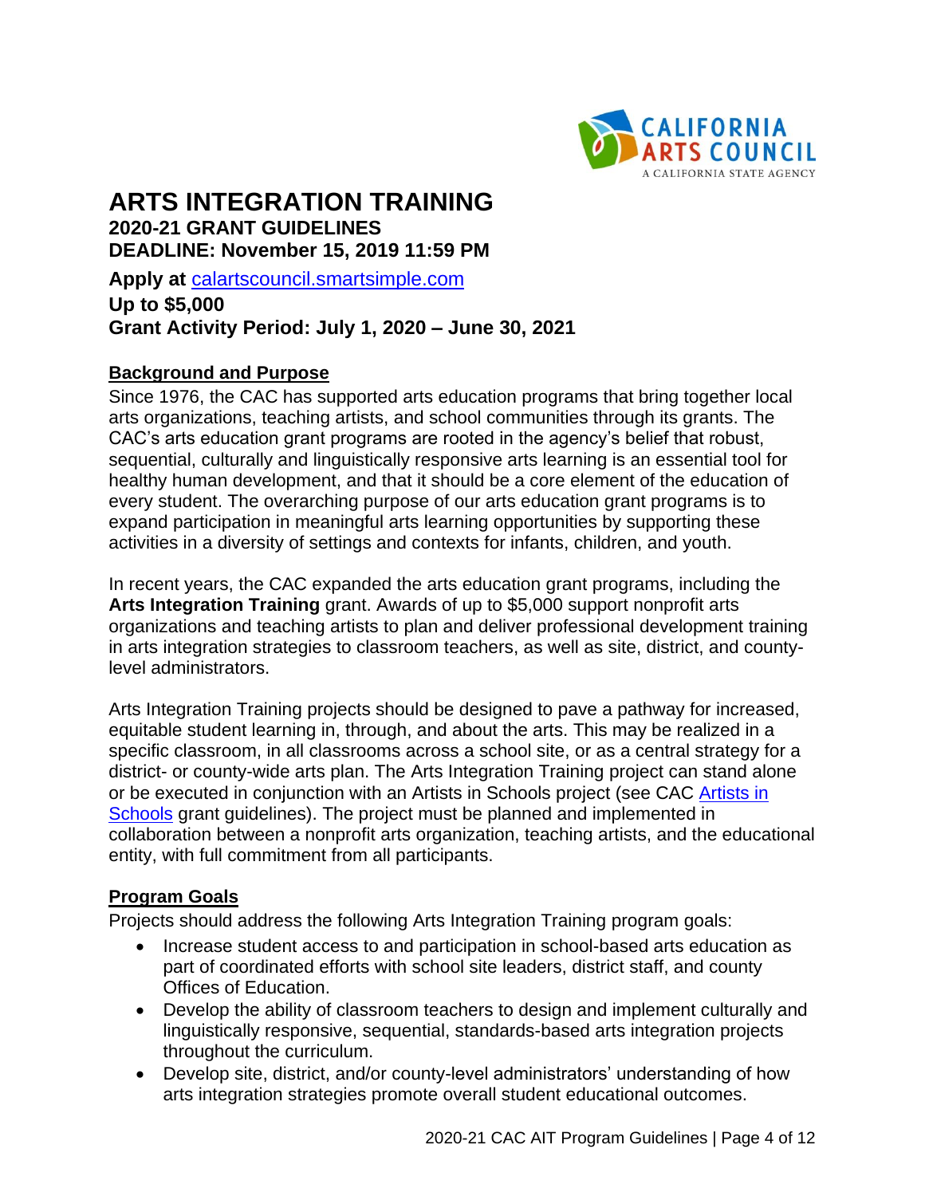# ARTS INTEGRATION TRAINING

**2020-21 GRANT GUIDELINES**
**DEADLINE: November 15, 2019 11:59 PM**

**Apply at** [calartscouncil.smartsimple.com](calartscouncil.smartsimple.com)
**Up to $5,000**
**Grant Activity Period: July 1, 2020 – June 30, 2021**

## Background and Purpose

Since 1976, the CAC has supported arts education programs that bring together local arts organizations, teaching artists, and school communities through its grants. The CAC's arts education grant programs are rooted in the agency's belief that robust, sequential, culturally and linguistically responsive arts learning is an essential tool for healthy human development, and that it should be a core element of the education of every student. The overarching purpose of our arts education grant programs is to expand participation in meaningful arts learning opportunities by supporting these activities in a diversity of settings and contexts for infants, children, and youth.

In recent years, the CAC expanded the arts education grant programs, including the **Arts Integration Training** grant. Awards of up to $5,000 support nonprofit arts organizations and teaching artists to plan and deliver professional development training in arts integration strategies to classroom teachers, as well as site, district, and county-level administrators.

Arts Integration Training projects should be designed to pave a pathway for increased, equitable student learning in, through, and about the arts. This may be realized in a specific classroom, in all classrooms across a school site, or as a central strategy for a district- or county-wide arts plan. The Arts Integration Training project can stand alone or be executed in conjunction with an Artists in Schools project (see CAC Artists in Schools grant guidelines). The project must be planned and implemented in collaboration between a nonprofit arts organization, teaching artists, and the educational entity, with full commitment from all participants.

## Program Goals

Projects should address the following Arts Integration Training program goals:

- Increase student access to and participation in school-based arts education as part of coordinated efforts with school site leaders, district staff, and county Offices of Education.
- Develop the ability of classroom teachers to design and implement culturally and linguistically responsive, sequential, standards-based arts integration projects throughout the curriculum.
- Develop site, district, and/or county-level administrators' understanding of how arts integration strategies promote overall student educational outcomes.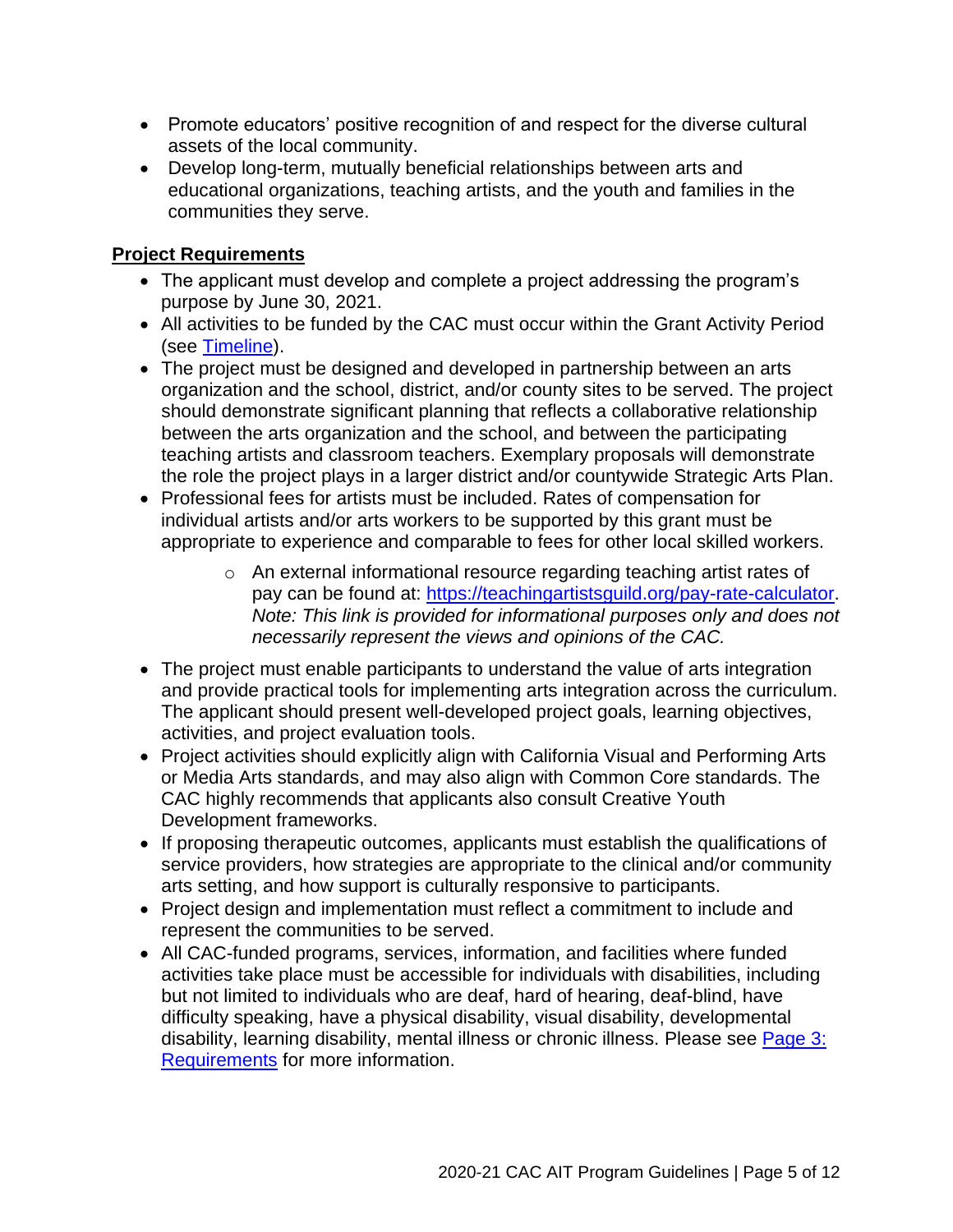- Promote educators' positive recognition of and respect for the diverse cultural assets of the local community.
- Develop long-term, mutually beneficial relationships between arts and educational organizations, teaching artists, and the youth and families in the communities they serve.

**Project Requirements**

- The applicant must develop and complete a project addressing the program's purpose by June 30, 2021.
- All activities to be funded by the CAC must occur within the Grant Activity Period (see [Timeline]()).
- The project must be designed and developed in partnership between an arts organization and the school, district, and/or county sites to be served. The project should demonstrate significant planning that reflects a collaborative relationship between the arts organization and the school, and between the participating teaching artists and classroom teachers. Exemplary proposals will demonstrate the role the project plays in a larger district and/or countywide Strategic Arts Plan.
- Professional fees for artists must be included. Rates of compensation for individual artists and/or arts workers to be supported by this grant must be appropriate to experience and comparable to fees for other local skilled workers.
    - An external informational resource regarding teaching artist rates of pay can be found at: [https://teachingartistsguild.org/pay-rate-calculator](https://teachingartistsguild.org/pay-rate-calculator). *Note: This link is provided for informational purposes only and does not necessarily represent the views and opinions of the CAC.*
- The project must enable participants to understand the value of arts integration and provide practical tools for implementing arts integration across the curriculum. The applicant should present well-developed project goals, learning objectives, activities, and project evaluation tools.
- Project activities should explicitly align with California Visual and Performing Arts or Media Arts standards, and may also align with Common Core standards. The CAC highly recommends that applicants also consult Creative Youth Development frameworks.
- If proposing therapeutic outcomes, applicants must establish the qualifications of service providers, how strategies are appropriate to the clinical and/or community arts setting, and how support is culturally responsive to participants.
- Project design and implementation must reflect a commitment to include and represent the communities to be served.
- All CAC-funded programs, services, information, and facilities where funded activities take place must be accessible for individuals with disabilities, including but not limited to individuals who are deaf, hard of hearing, deaf-blind, have difficulty speaking, have a physical disability, visual disability, developmental disability, learning disability, mental illness or chronic illness. Please see [Page 3: Requirements]() for more information.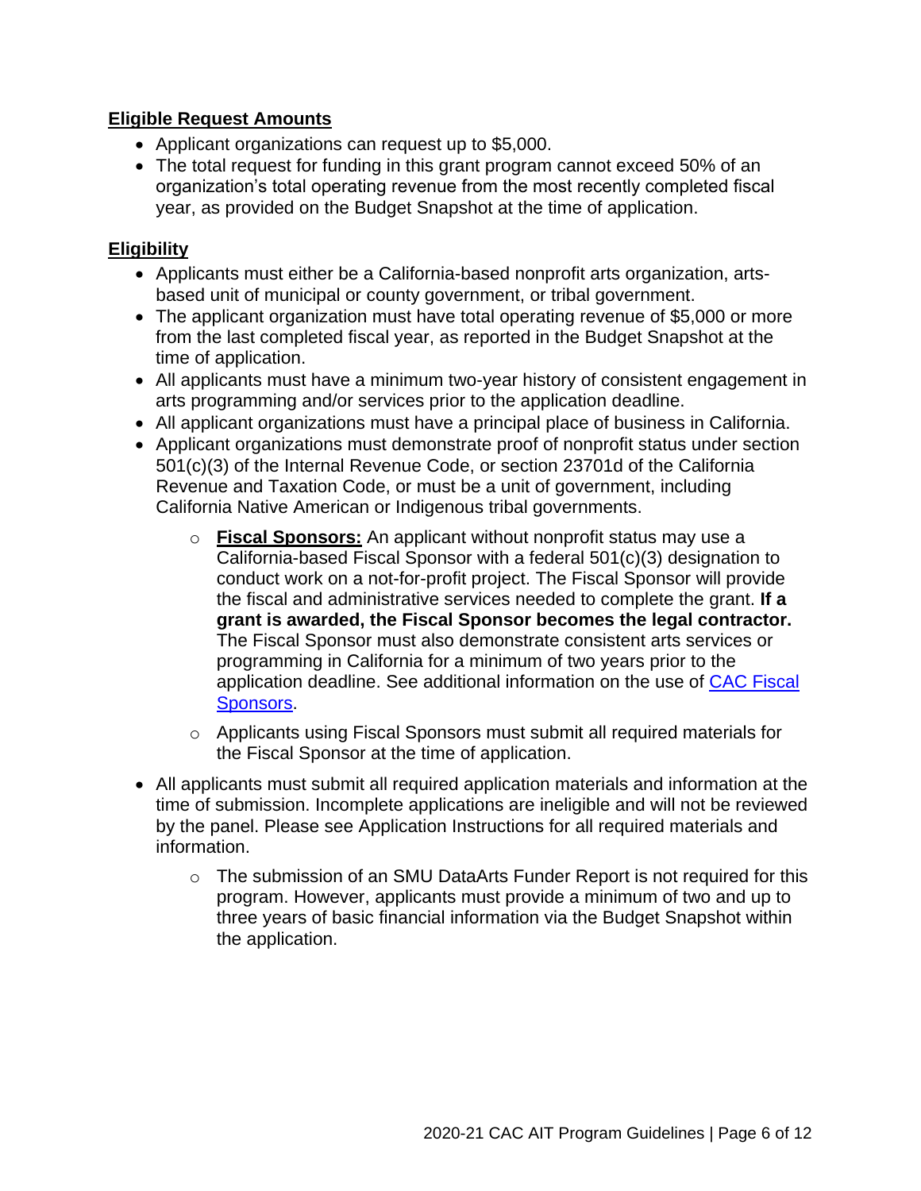**Eligible Request Amounts**

- Applicant organizations can request up to $5,000.
- The total request for funding in this grant program cannot exceed 50% of an organization's total operating revenue from the most recently completed fiscal year, as provided on the Budget Snapshot at the time of application.

**Eligibility**

- Applicants must either be a California-based nonprofit arts organization, arts-based unit of municipal or county government, or tribal government.
- The applicant organization must have total operating revenue of $5,000 or more from the last completed fiscal year, as reported in the Budget Snapshot at the time of application.
- All applicants must have a minimum two-year history of consistent engagement in arts programming and/or services prior to the application deadline.
- All applicant organizations must have a principal place of business in California.
- Applicant organizations must demonstrate proof of nonprofit status under section 501(c)(3) of the Internal Revenue Code, or section 23701d of the California Revenue and Taxation Code, or must be a unit of government, including California Native American or Indigenous tribal governments.
    - **Fiscal Sponsors:** An applicant without nonprofit status may use a California-based Fiscal Sponsor with a federal 501(c)(3) designation to conduct work on a not-for-profit project. The Fiscal Sponsor will provide the fiscal and administrative services needed to complete the grant. **If a grant is awarded, the Fiscal Sponsor becomes the legal contractor.** The Fiscal Sponsor must also demonstrate consistent arts services or programming in California for a minimum of two years prior to the application deadline. See additional information on the use of CAC Fiscal Sponsors.
    - Applicants using Fiscal Sponsors must submit all required materials for the Fiscal Sponsor at the time of application.
- All applicants must submit all required application materials and information at the time of submission. Incomplete applications are ineligible and will not be reviewed by the panel. Please see Application Instructions for all required materials and information.
    - The submission of an SMU DataArts Funder Report is not required for this program. However, applicants must provide a minimum of two and up to three years of basic financial information via the Budget Snapshot within the application.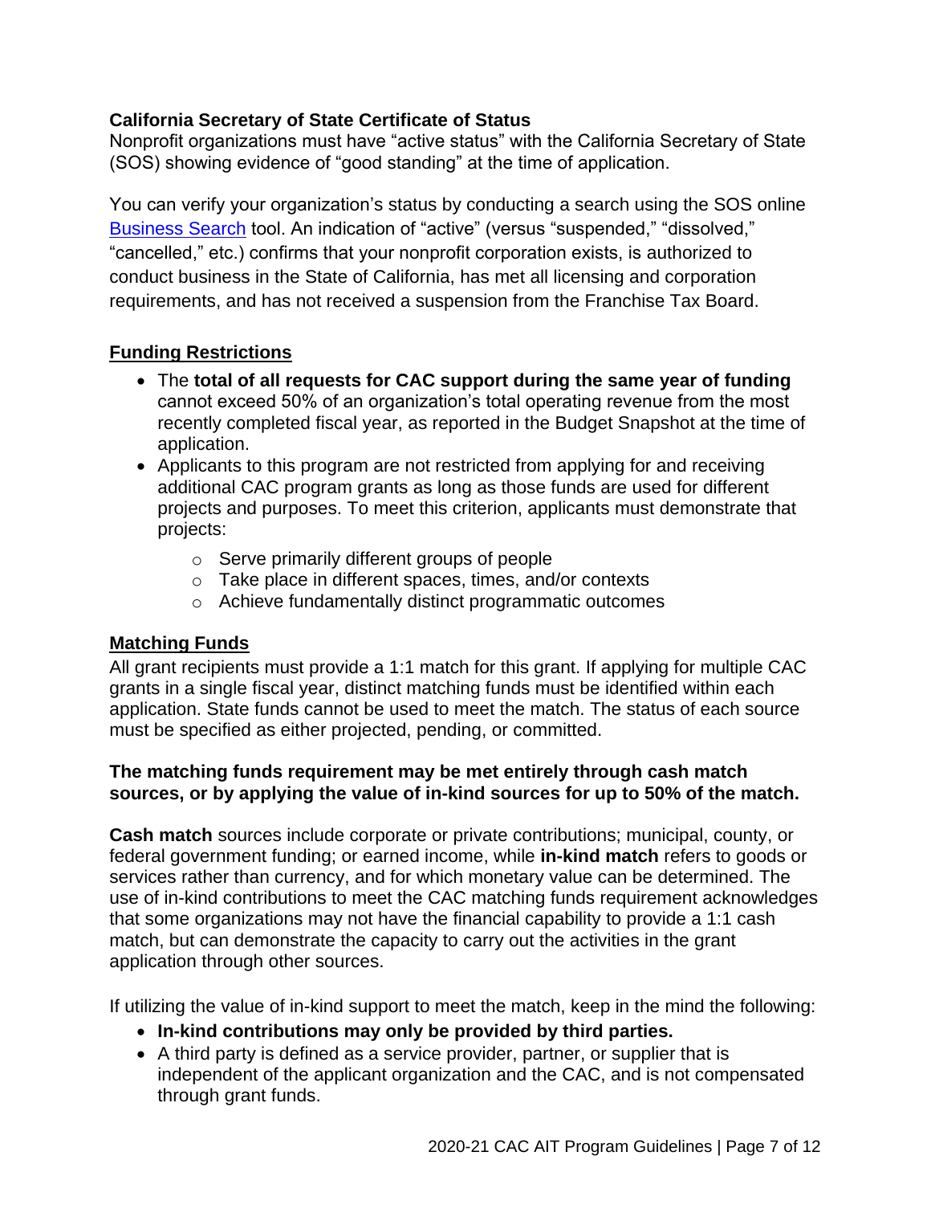**California Secretary of State Certificate of Status**

Nonprofit organizations must have “active status” with the California Secretary of State (SOS) showing evidence of “good standing” at the time of application.

You can verify your organization’s status by conducting a search using the SOS online [Business Search](Business Search) tool. An indication of “active” (versus “suspended,” “dissolved,” “cancelled,” etc.) confirms that your nonprofit corporation exists, is authorized to conduct business in the State of California, has met all licensing and corporation requirements, and has not received a suspension from the Franchise Tax Board.

## Funding Restrictions

- The **total of all requests for CAC support during the same year of funding** cannot exceed 50% of an organization’s total operating revenue from the most recently completed fiscal year, as reported in the Budget Snapshot at the time of application.
- Applicants to this program are not restricted from applying for and receiving additional CAC program grants as long as those funds are used for different projects and purposes. To meet this criterion, applicants must demonstrate that projects:
  - Serve primarily different groups of people
  - Take place in different spaces, times, and/or contexts
  - Achieve fundamentally distinct programmatic outcomes

## Matching Funds

All grant recipients must provide a 1:1 match for this grant. If applying for multiple CAC grants in a single fiscal year, distinct matching funds must be identified within each application. State funds cannot be used to meet the match. The status of each source must be specified as either projected, pending, or committed.

**The matching funds requirement may be met entirely through cash match sources, or by applying the value of in-kind sources for up to 50% of the match.**

**Cash match** sources include corporate or private contributions; municipal, county, or federal government funding; or earned income, while **in-kind match** refers to goods or services rather than currency, and for which monetary value can be determined. The use of in-kind contributions to meet the CAC matching funds requirement acknowledges that some organizations may not have the financial capability to provide a 1:1 cash match, but can demonstrate the capacity to carry out the activities in the grant application through other sources.

If utilizing the value of in-kind support to meet the match, keep in the mind the following:

- **In-kind contributions may only be provided by third parties.**
- A third party is defined as a service provider, partner, or supplier that is independent of the applicant organization and the CAC, and is not compensated through grant funds.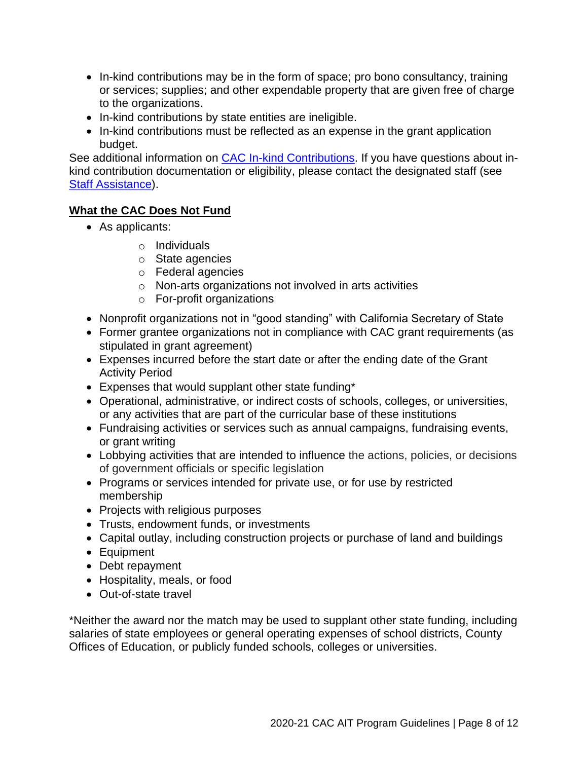- In-kind contributions may be in the form of space; pro bono consultancy, training or services; supplies; and other expendable property that are given free of charge to the organizations.
- In-kind contributions by state entities are ineligible.
- In-kind contributions must be reflected as an expense in the grant application budget.

See additional information on [CAC In-kind Contributions](). If you have questions about in-kind contribution documentation or eligibility, please contact the designated staff (see [Staff Assistance]()).

**What the CAC Does Not Fund**

- As applicants:
    - Individuals
    - State agencies
    - Federal agencies
    - Non-arts organizations not involved in arts activities
    - For-profit organizations
- Nonprofit organizations not in "good standing" with California Secretary of State
- Former grantee organizations not in compliance with CAC grant requirements (as stipulated in grant agreement)
- Expenses incurred before the start date or after the ending date of the Grant Activity Period
- Expenses that would supplant other state funding*
- Operational, administrative, or indirect costs of schools, colleges, or universities, or any activities that are part of the curricular base of these institutions
- Fundraising activities or services such as annual campaigns, fundraising events, or grant writing
- Lobbying activities that are intended to influence the actions, policies, or decisions of government officials or specific legislation
- Programs or services intended for private use, or for use by restricted membership
- Projects with religious purposes
- Trusts, endowment funds, or investments
- Capital outlay, including construction projects or purchase of land and buildings
- Equipment
- Debt repayment
- Hospitality, meals, or food
- Out-of-state travel

*Neither the award nor the match may be used to supplant other state funding, including salaries of state employees or general operating expenses of school districts, County Offices of Education, or publicly funded schools, colleges or universities.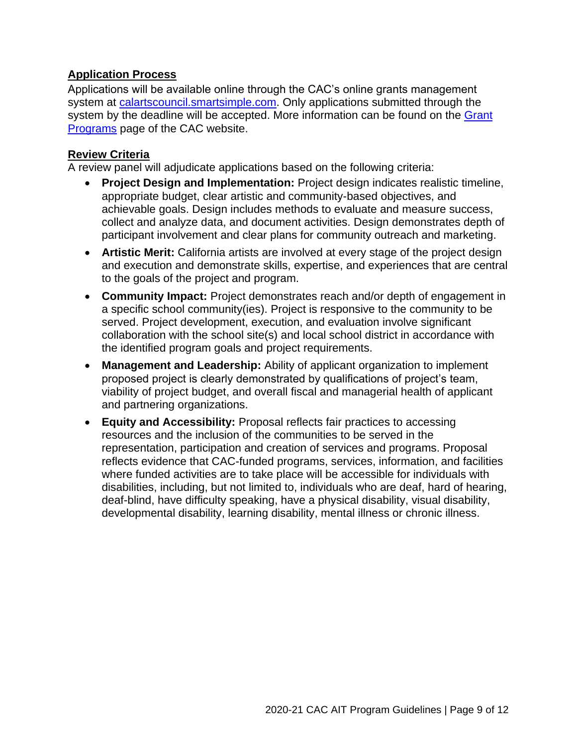## Application Process

Applications will be available online through the CAC's online grants management system at [calartscouncil.smartsimple.com](https://calartscouncil.smartsimple.com). Only applications submitted through the system by the deadline will be accepted. More information can be found on the [Grant Programs](#) page of the CAC website.

## Review Criteria

A review panel will adjudicate applications based on the following criteria:

- **Project Design and Implementation:** Project design indicates realistic timeline, appropriate budget, clear artistic and community-based objectives, and achievable goals. Design includes methods to evaluate and measure success, collect and analyze data, and document activities. Design demonstrates depth of participant involvement and clear plans for community outreach and marketing.
- **Artistic Merit:** California artists are involved at every stage of the project design and execution and demonstrate skills, expertise, and experiences that are central to the goals of the project and program.
- **Community Impact:** Project demonstrates reach and/or depth of engagement in a specific school community(ies). Project is responsive to the community to be served. Project development, execution, and evaluation involve significant collaboration with the school site(s) and local school district in accordance with the identified program goals and project requirements.
- **Management and Leadership:** Ability of applicant organization to implement proposed project is clearly demonstrated by qualifications of project's team, viability of project budget, and overall fiscal and managerial health of applicant and partnering organizations.
- **Equity and Accessibility:** Proposal reflects fair practices to accessing resources and the inclusion of the communities to be served in the representation, participation and creation of services and programs. Proposal reflects evidence that CAC-funded programs, services, information, and facilities where funded activities are to take place will be accessible for individuals with disabilities, including, but not limited to, individuals who are deaf, hard of hearing, deaf-blind, have difficulty speaking, have a physical disability, visual disability, developmental disability, learning disability, mental illness or chronic illness.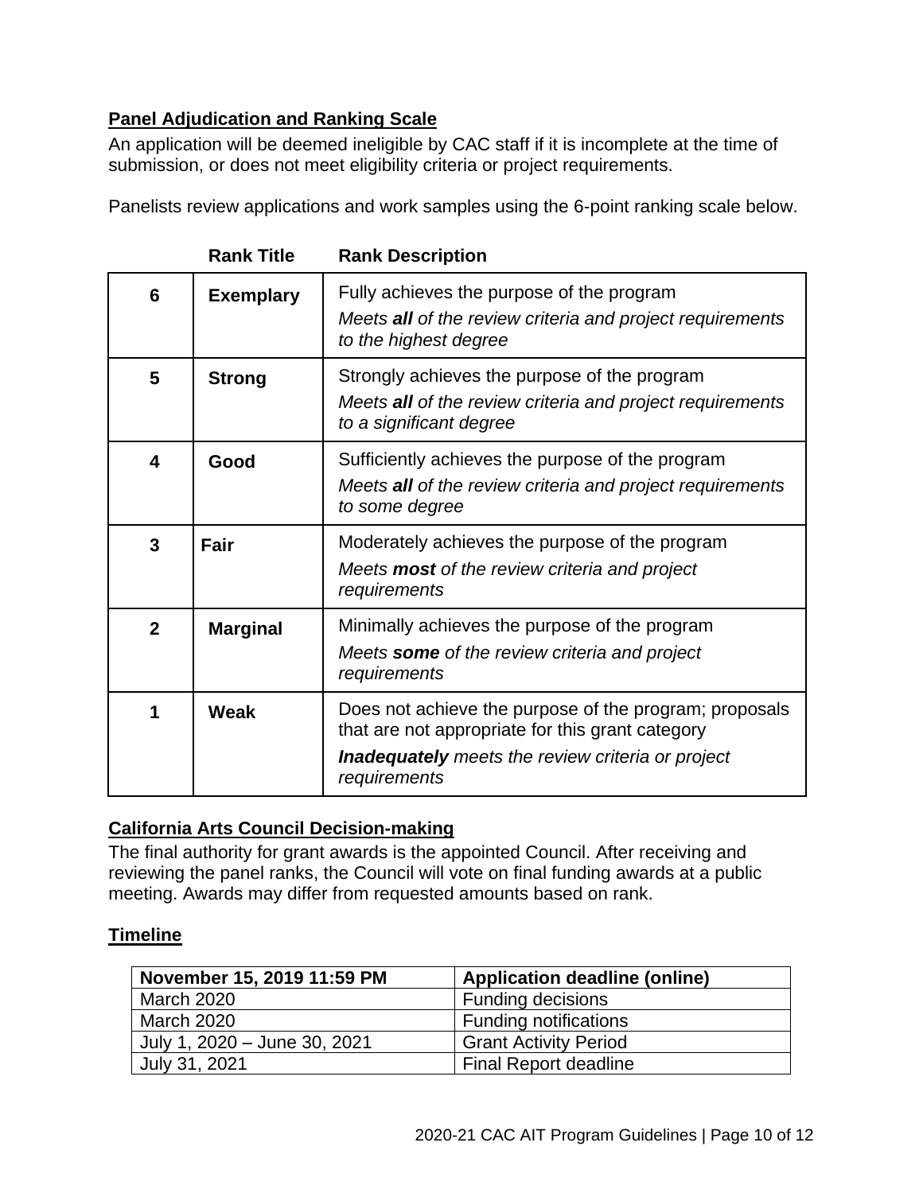## Panel Adjudication and Ranking Scale

An application will be deemed ineligible by CAC staff if it is incomplete at the time of submission, or does not meet eligibility criteria or project requirements.

Panelists review applications and work samples using the 6-point ranking scale below.

| | Rank Title | Rank Description |
|---|---|---|
| **6** | **Exemplary** | Fully achieves the purpose of the program<br>*Meets **all** of the review criteria and project requirements to the highest degree* |
| **5** | **Strong** | Strongly achieves the purpose of the program<br>*Meets **all** of the review criteria and project requirements to a significant degree* |
| **4** | **Good** | Sufficiently achieves the purpose of the program<br>*Meets **all** of the review criteria and project requirements to some degree* |
| **3** | **Fair** | Moderately achieves the purpose of the program<br>*Meets **most** of the review criteria and project requirements* |
| **2** | **Marginal** | Minimally achieves the purpose of the program<br>*Meets **some** of the review criteria and project requirements* |
| **1** | **Weak** | Does not achieve the purpose of the program; proposals that are not appropriate for this grant category<br>***Inadequately** meets the review criteria or project requirements* |

## California Arts Council Decision-making

The final authority for grant awards is the appointed Council. After receiving and reviewing the panel ranks, the Council will vote on final funding awards at a public meeting. Awards may differ from requested amounts based on rank.

## Timeline

| November 15, 2019 11:59 PM | Application deadline (online) |
|---|---|
| March 2020 | Funding decisions |
| March 2020 | Funding notifications |
| July 1, 2020 – June 30, 2021 | Grant Activity Period |
| July 31, 2021 | Final Report deadline |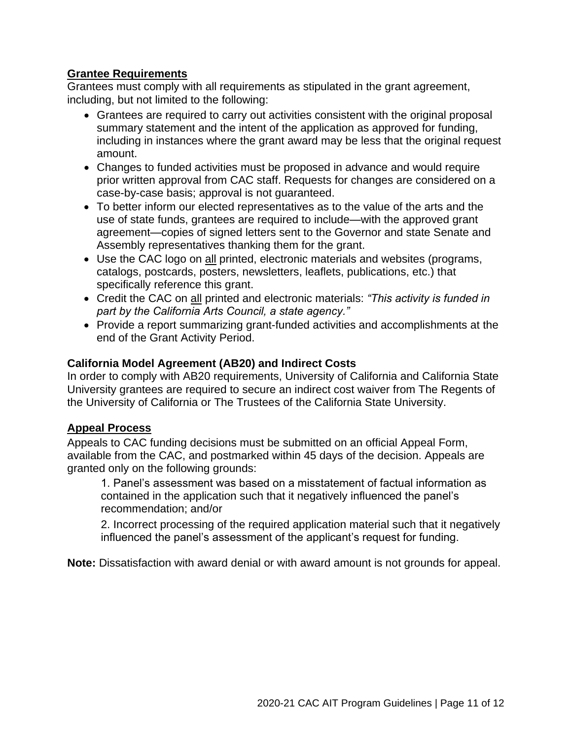## Grantee Requirements

Grantees must comply with all requirements as stipulated in the grant agreement, including, but not limited to the following:

- Grantees are required to carry out activities consistent with the original proposal summary statement and the intent of the application as approved for funding, including in instances where the grant award may be less that the original request amount.
- Changes to funded activities must be proposed in advance and would require prior written approval from CAC staff. Requests for changes are considered on a case-by-case basis; approval is not guaranteed.
- To better inform our elected representatives as to the value of the arts and the use of state funds, grantees are required to include—with the approved grant agreement—copies of signed letters sent to the Governor and state Senate and Assembly representatives thanking them for the grant.
- Use the CAC logo on all printed, electronic materials and websites (programs, catalogs, postcards, posters, newsletters, leaflets, publications, etc.) that specifically reference this grant.
- Credit the CAC on all printed and electronic materials: *"This activity is funded in part by the California Arts Council, a state agency."*
- Provide a report summarizing grant-funded activities and accomplishments at the end of the Grant Activity Period.

### California Model Agreement (AB20) and Indirect Costs

In order to comply with AB20 requirements, University of California and California State University grantees are required to secure an indirect cost waiver from The Regents of the University of California or The Trustees of the California State University.

## Appeal Process

Appeals to CAC funding decisions must be submitted on an official Appeal Form, available from the CAC, and postmarked within 45 days of the decision. Appeals are granted only on the following grounds:

1. Panel's assessment was based on a misstatement of factual information as contained in the application such that it negatively influenced the panel's recommendation; and/or
2. Incorrect processing of the required application material such that it negatively influenced the panel's assessment of the applicant's request for funding.

**Note:** Dissatisfaction with award denial or with award amount is not grounds for appeal.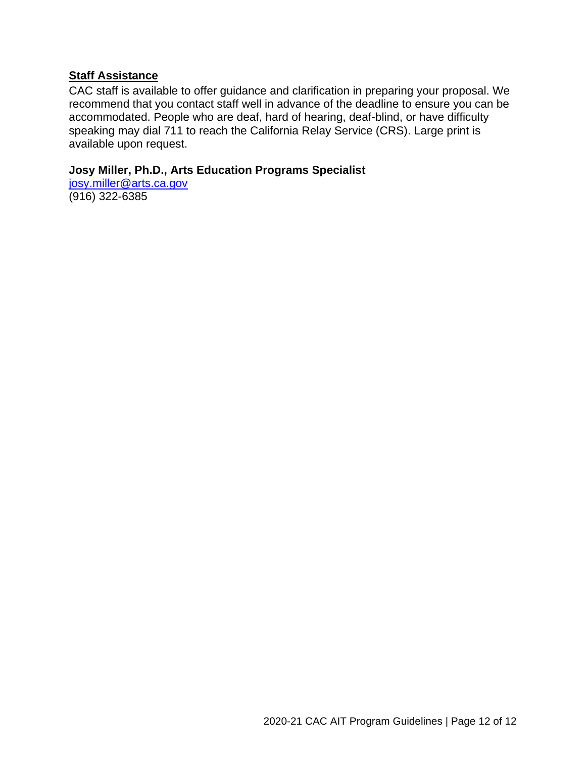## Staff Assistance

CAC staff is available to offer guidance and clarification in preparing your proposal. We recommend that you contact staff well in advance of the deadline to ensure you can be accommodated. People who are deaf, hard of hearing, deaf-blind, or have difficulty speaking may dial 711 to reach the California Relay Service (CRS). Large print is available upon request.

**Josy Miller, Ph.D., Arts Education Programs Specialist**
josy.miller@arts.ca.gov
(916) 322-6385